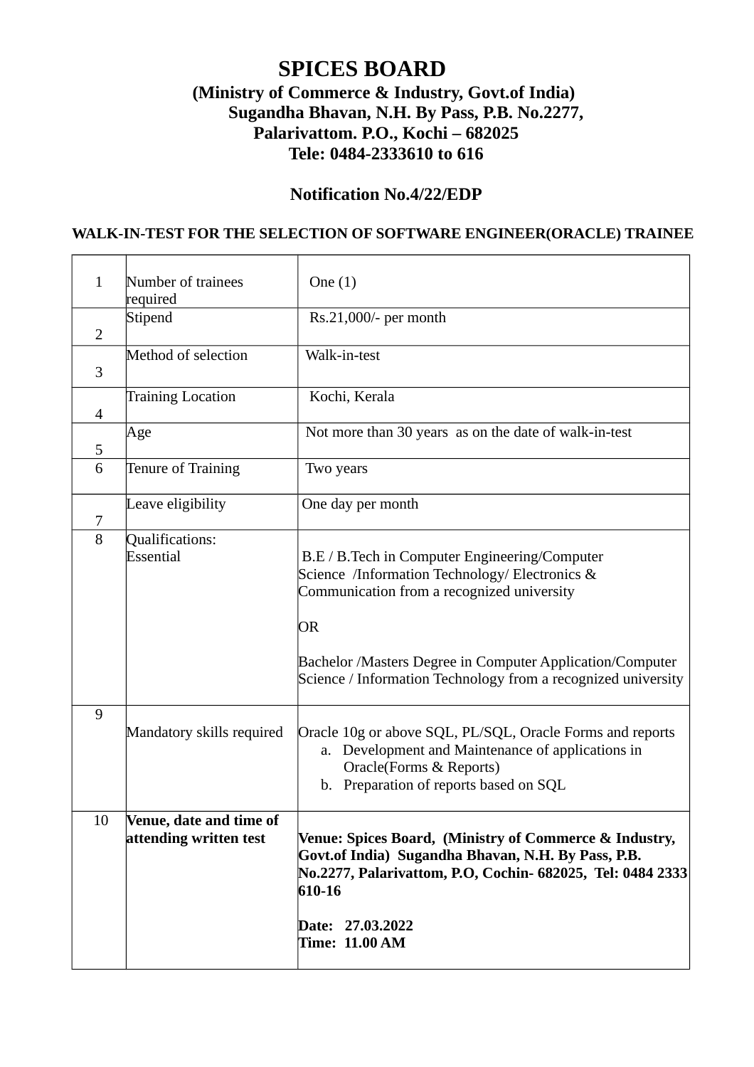# SPICES BOARD

**(Ministry of Commerce & Industry, Govt.of India)**
**Sugandha Bhavan, N.H. By Pass, P.B. No.2277,**
**Palarivattom. P.O., Kochi – 682025**
**Tele: 0484-2333610 to 616**

**Notification No.4/22/EDP**

**WALK-IN-TEST FOR THE SELECTION OF SOFTWARE ENGINEER(ORACLE) TRAINEE**

| | | |
|---|---|---|
| 1 | Number of trainees required | One (1) |
| 2 | Stipend | Rs.21,000/- per month |
| 3 | Method of selection | Walk-in-test |
| 4 | Training Location | Kochi, Kerala |
| 5 | Age | Not more than 30 years as on the date of walk-in-test |
| 6 | Tenure of Training | Two years |
| 7 | Leave eligibility | One day per month |
| 8 | Qualifications:<br>Essential | B.E / B.Tech in Computer Engineering/Computer Science /Information Technology/ Electronics & Communication from a recognized university<br><br>OR<br><br>Bachelor /Masters Degree in Computer Application/Computer Science / Information Technology from a recognized university |
| 9 | Mandatory skills required | Oracle 10g or above SQL, PL/SQL, Oracle Forms and reports<br>a. Development and Maintenance of applications in Oracle(Forms & Reports)<br>b. Preparation of reports based on SQL |
| 10 | **Venue, date and time of attending written test** | **Venue: Spices Board, (Ministry of Commerce & Industry, Govt.of India) Sugandha Bhavan, N.H. By Pass, P.B. No.2277, Palarivattom, P.O, Cochin- 682025, Tel: 0484 2333 610-16**<br><br>**Date: 27.03.2022**<br>**Time: 11.00 AM** |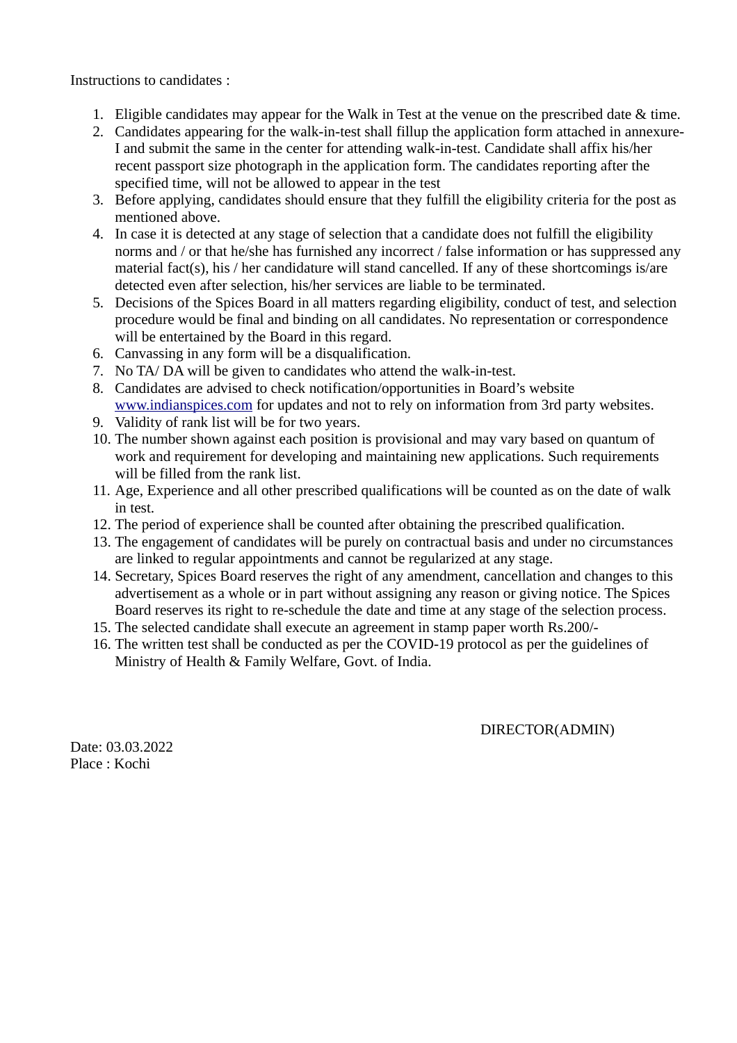Instructions to candidates :

1. Eligible candidates may appear for the Walk in Test at the venue on the prescribed date & time.
2. Candidates appearing for the walk-in-test shall fillup the application form attached in annexure-I and submit the same in the center for attending walk-in-test. Candidate shall affix his/her recent passport size photograph in the application form. The candidates reporting after the specified time, will not be allowed to appear in the test
3. Before applying, candidates should ensure that they fulfill the eligibility criteria for the post as mentioned above.
4. In case it is detected at any stage of selection that a candidate does not fulfill the eligibility norms and / or that he/she has furnished any incorrect / false information or has suppressed any material fact(s), his / her candidature will stand cancelled. If any of these shortcomings is/are detected even after selection, his/her services are liable to be terminated.
5. Decisions of the Spices Board in all matters regarding eligibility, conduct of test, and selection procedure would be final and binding on all candidates. No representation or correspondence will be entertained by the Board in this regard.
6. Canvassing in any form will be a disqualification.
7. No TA/ DA will be given to candidates who attend the walk-in-test.
8. Candidates are advised to check notification/opportunities in Board's website [www.indianspices.com](http://www.indianspices.com) for updates and not to rely on information from 3rd party websites.
9. Validity of rank list will be for two years.
10. The number shown against each position is provisional and may vary based on quantum of work and requirement for developing and maintaining new applications. Such requirements will be filled from the rank list.
11. Age, Experience and all other prescribed qualifications will be counted as on the date of walk in test.
12. The period of experience shall be counted after obtaining the prescribed qualification.
13. The engagement of candidates will be purely on contractual basis and under no circumstances are linked to regular appointments and cannot be regularized at any stage.
14. Secretary, Spices Board reserves the right of any amendment, cancellation and changes to this advertisement as a whole or in part without assigning any reason or giving notice. The Spices Board reserves its right to re-schedule the date and time at any stage of the selection process.
15. The selected candidate shall execute an agreement in stamp paper worth Rs.200/-
16. The written test shall be conducted as per the COVID-19 protocol as per the guidelines of Ministry of Health & Family Welfare, Govt. of India.

DIRECTOR(ADMIN)

Date: 03.03.2022
Place : Kochi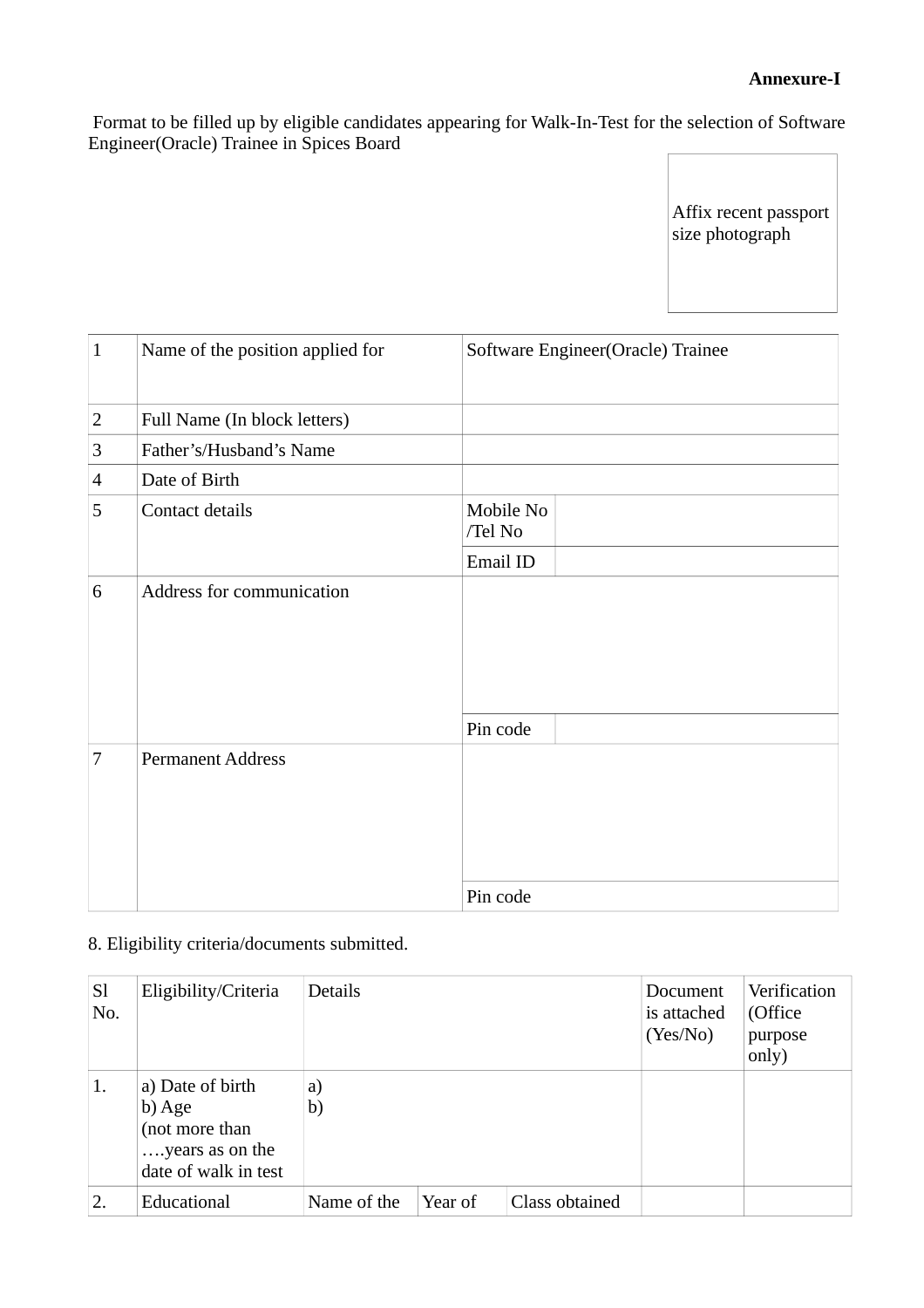**Annexure-I**

Format to be filled up by eligible candidates appearing for Walk-In-Test for the selection of Software Engineer(Oracle) Trainee in Spices Board

| Affix recent passport size photograph |
|---|

| | | | |
|---|---|---|---|
| 1 | Name of the position applied for | Software Engineer(Oracle) Trainee | |
| 2 | Full Name (In block letters) | | |
| 3 | Father's/Husband's Name | | |
| 4 | Date of Birth | | |
| 5 | Contact details | Mobile No /Tel No | |
| | | Email ID | |
| 6 | Address for communication | | |
| | | Pin code | |
| 7 | Permanent Address | | |
| | | Pin code | |

8. Eligibility criteria/documents submitted.

| Sl No. | Eligibility/Criteria | Details | | | Document is attached (Yes/No) | Verification (Office purpose only) |
|---|---|---|---|---|---|---|
| 1. | a) Date of birth<br>b) Age<br>(not more than ….years as on the date of walk in test | a)<br>b) | | | | |
| 2. | Educational | Name of the | Year of | Class obtained | | |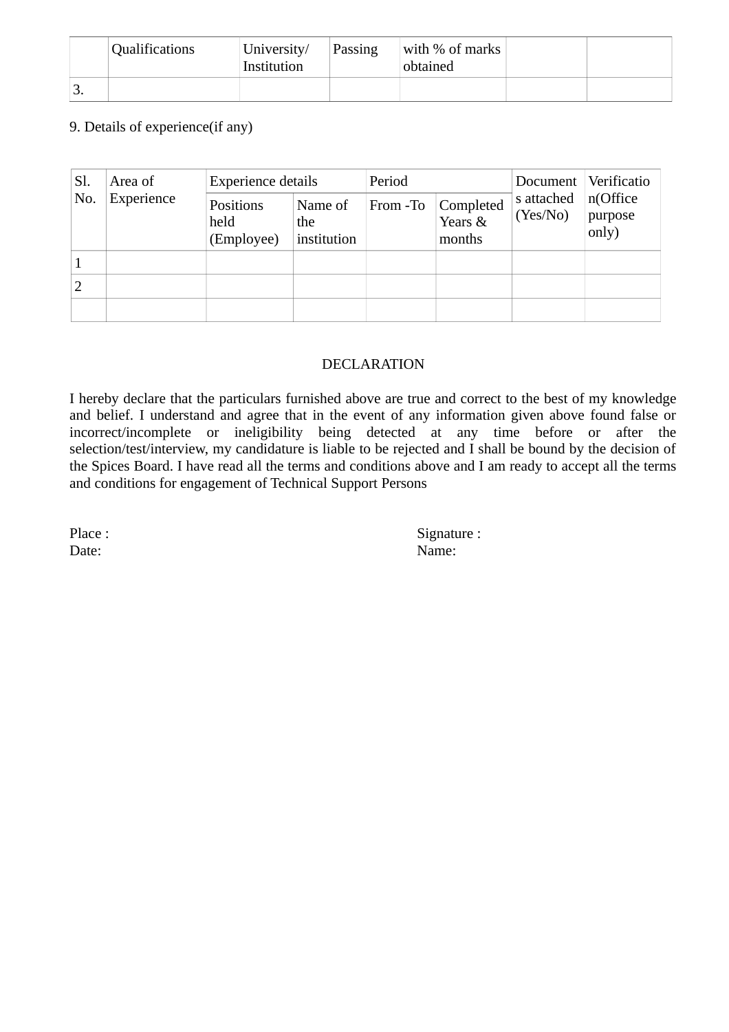| | Qualifications | University/ Institution | Passing | with % of marks obtained | | |
|---|---|---|---|---|---|---|
| 3. | | | | | | |

9. Details of experience(if any)

| Sl. No. | Area of Experience | Experience details | | Period | | Documents attached (Yes/No) | Verification(Office purpose only) |
|---|---|---|---|---|---|---|---|
| | | Positions held (Employee) | Name of the institution | From -To | Completed Years & months | | |
| 1 | | | | | | | |
| 2 | | | | | | | |
| | | | | | | | |

DECLARATION

I hereby declare that the particulars furnished above are true and correct to the best of my knowledge and belief. I understand and agree that in the event of any information given above found false or incorrect/incomplete or ineligibility being detected at any time before or after the selection/test/interview, my candidature is liable to be rejected and I shall be bound by the decision of the Spices Board. I have read all the terms and conditions above and I am ready to accept all the terms and conditions for engagement of Technical Support Persons

Place : Signature :
Date: Name: